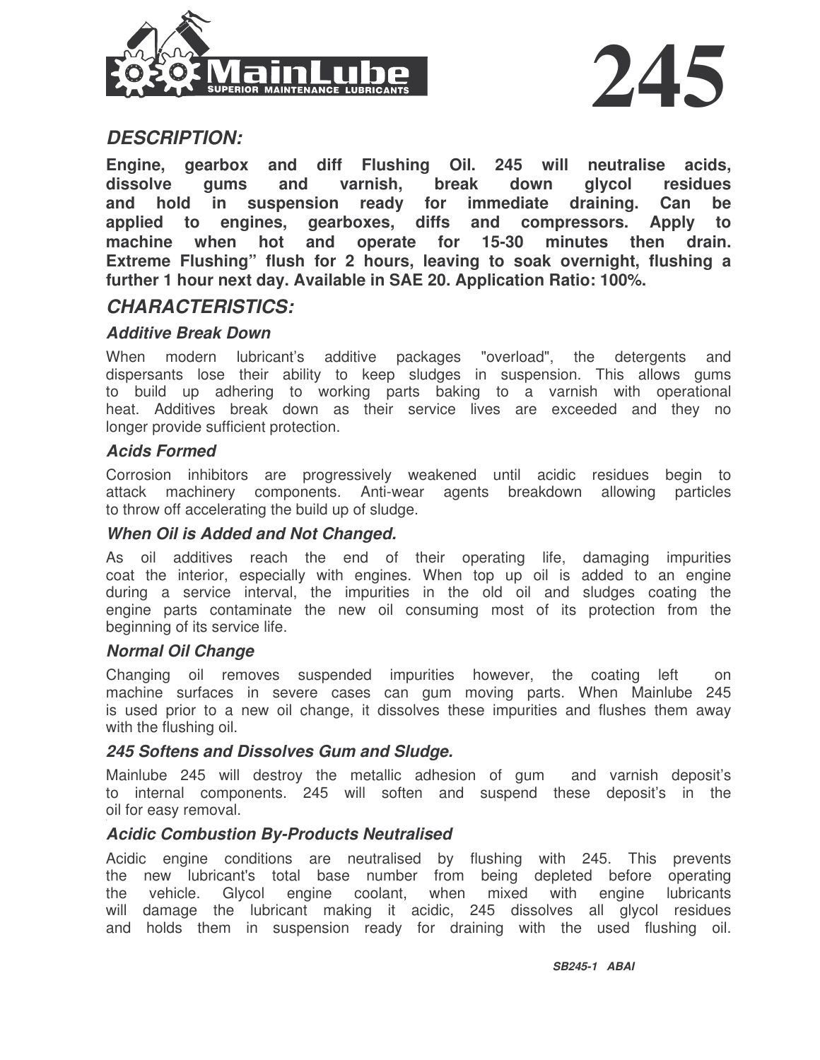# MainLube

SUPERIOR MAINTENANCE LUBRICANTS

# 245

## *DESCRIPTION:*

**Engine, gearbox and diff Flushing Oil. 245 will neutralise acids, dissolve gums and varnish, break down glycol residues and hold in suspension ready for immediate draining. Can be applied to engines, gearboxes, diffs and compressors. Apply to machine when hot and operate for 15-30 minutes then drain. Extreme Flushing" flush for 2 hours, leaving to soak overnight, flushing a further 1 hour next day. Available in SAE 20. Application Ratio: 100%.**

## *CHARACTERISTICS:*

### *Additive Break Down*

When modern lubricant's additive packages "overload", the detergents and dispersants lose their ability to keep sludges in suspension. This allows gums to build up adhering to working parts baking to a varnish with operational heat. Additives break down as their service lives are exceeded and they no longer provide sufficient protection.

### *Acids Formed*

Corrosion inhibitors are progressively weakened until acidic residues begin to attack machinery components. Anti-wear agents breakdown allowing particles to throw off accelerating the build up of sludge.

### *When Oil is Added and Not Changed.*

As oil additives reach the end of their operating life, damaging impurities coat the interior, especially with engines. When top up oil is added to an engine during a service interval, the impurities in the old oil and sludges coating the engine parts contaminate the new oil consuming most of its protection from the beginning of its service life.

### *Normal Oil Change*

Changing oil removes suspended impurities however, the coating left on machine surfaces in severe cases can gum moving parts. When Mainlube 245 is used prior to a new oil change, it dissolves these impurities and flushes them away with the flushing oil.

### *245 Softens and Dissolves Gum and Sludge.*

Mainlube 245 will destroy the metallic adhesion of gum and varnish deposit's to internal components. 245 will soften and suspend these deposit's in the oil for easy removal.

### *Acidic Combustion By-Products Neutralised*

Acidic engine conditions are neutralised by flushing with 245. This prevents the new lubricant's total base number from being depleted before operating the vehicle. Glycol engine coolant, when mixed with engine lubricants will damage the lubricant making it acidic, 245 dissolves all glycol residues and holds them in suspension ready for draining with the used flushing oil.

*SB245-1 ABAI*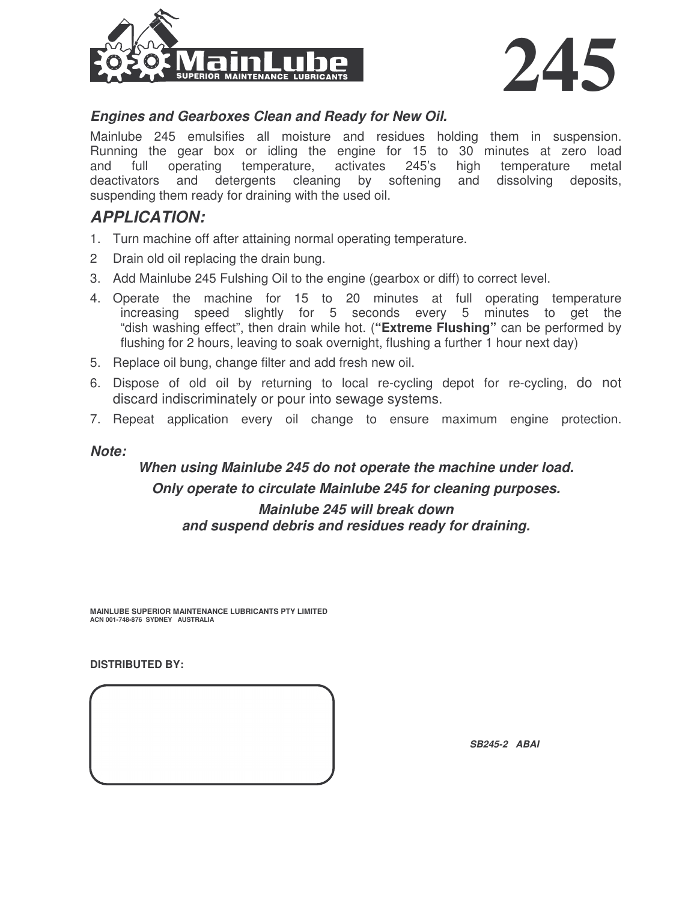# 245

MainLube
SUPERIOR MAINTENANCE LUBRICANTS

***Engines and Gearboxes Clean and Ready for New Oil.***

Mainlube 245 emulsifies all moisture and residues holding them in suspension. Running the gear box or idling the engine for 15 to 30 minutes at zero load and full operating temperature, activates 245's high temperature metal deactivators and detergents cleaning by softening and dissolving deposits, suspending them ready for draining with the used oil.

## *APPLICATION:*

1. Turn machine off after attaining normal operating temperature.
2. Drain old oil replacing the drain bung.
3. Add Mainlube 245 Fulshing Oil to the engine (gearbox or diff) to correct level.
4. Operate the machine for 15 to 20 minutes at full operating temperature increasing speed slightly for 5 seconds every 5 minutes to get the "dish washing effect", then drain while hot. (**"Extreme Flushing"** can be performed by flushing for 2 hours, leaving to soak overnight, flushing a further 1 hour next day)
5. Replace oil bung, change filter and add fresh new oil.
6. Dispose of old oil by returning to local re-cycling depot for re-cycling, do not discard indiscriminately or pour into sewage systems.
7. Repeat application every oil change to ensure maximum engine protection.

***Note:***

***When using Mainlube 245 do not operate the machine under load.***

***Only operate to circulate Mainlube 245 for cleaning purposes.***

***Mainlube 245 will break down and suspend debris and residues ready for draining.***

**MAINLUBE SUPERIOR MAINTENANCE LUBRICANTS PTY LIMITED**
**ACN 001-748-876 SYDNEY AUSTRALIA**

**DISTRIBUTED BY:**

***SB245-2 ABAI***